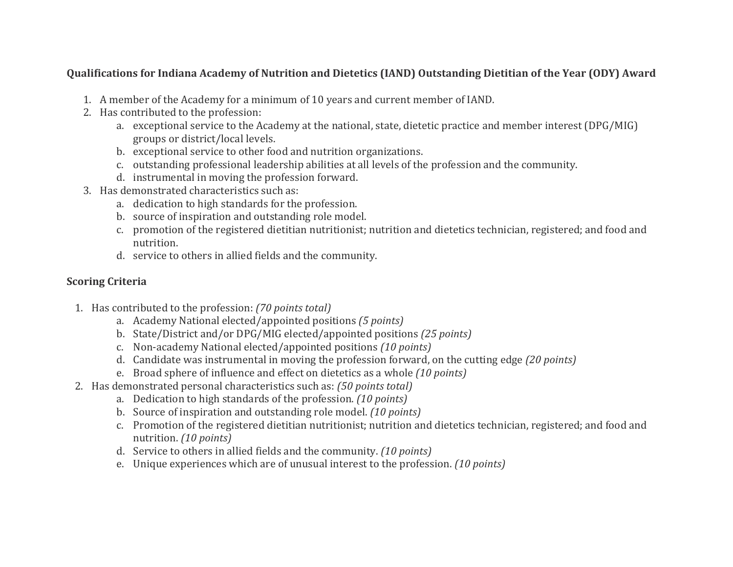**Qualifications for Indiana Academy of Nutrition and Dietetics (IAND) Outstanding Dietitian of the Year (ODY) Award**

1. A member of the Academy for a minimum of 10 years and current member of IAND.
2. Has contributed to the profession:
    a. exceptional service to the Academy at the national, state, dietetic practice and member interest (DPG/MIG) groups or district/local levels.
    b. exceptional service to other food and nutrition organizations.
    c. outstanding professional leadership abilities at all levels of the profession and the community.
    d. instrumental in moving the profession forward.
3. Has demonstrated characteristics such as:
    a. dedication to high standards for the profession.
    b. source of inspiration and outstanding role model.
    c. promotion of the registered dietitian nutritionist; nutrition and dietetics technician, registered; and food and nutrition.
    d. service to others in allied fields and the community.

**Scoring Criteria**

1. Has contributed to the profession: *(70 points total)*
    a. Academy National elected/appointed positions *(5 points)*
    b. State/District and/or DPG/MIG elected/appointed positions *(25 points)*
    c. Non-academy National elected/appointed positions *(10 points)*
    d. Candidate was instrumental in moving the profession forward, on the cutting edge *(20 points)*
    e. Broad sphere of influence and effect on dietetics as a whole *(10 points)*
2. Has demonstrated personal characteristics such as: *(50 points total)*
    a. Dedication to high standards of the profession. *(10 points)*
    b. Source of inspiration and outstanding role model. *(10 points)*
    c. Promotion of the registered dietitian nutritionist; nutrition and dietetics technician, registered; and food and nutrition. *(10 points)*
    d. Service to others in allied fields and the community. *(10 points)*
    e. Unique experiences which are of unusual interest to the profession. *(10 points)*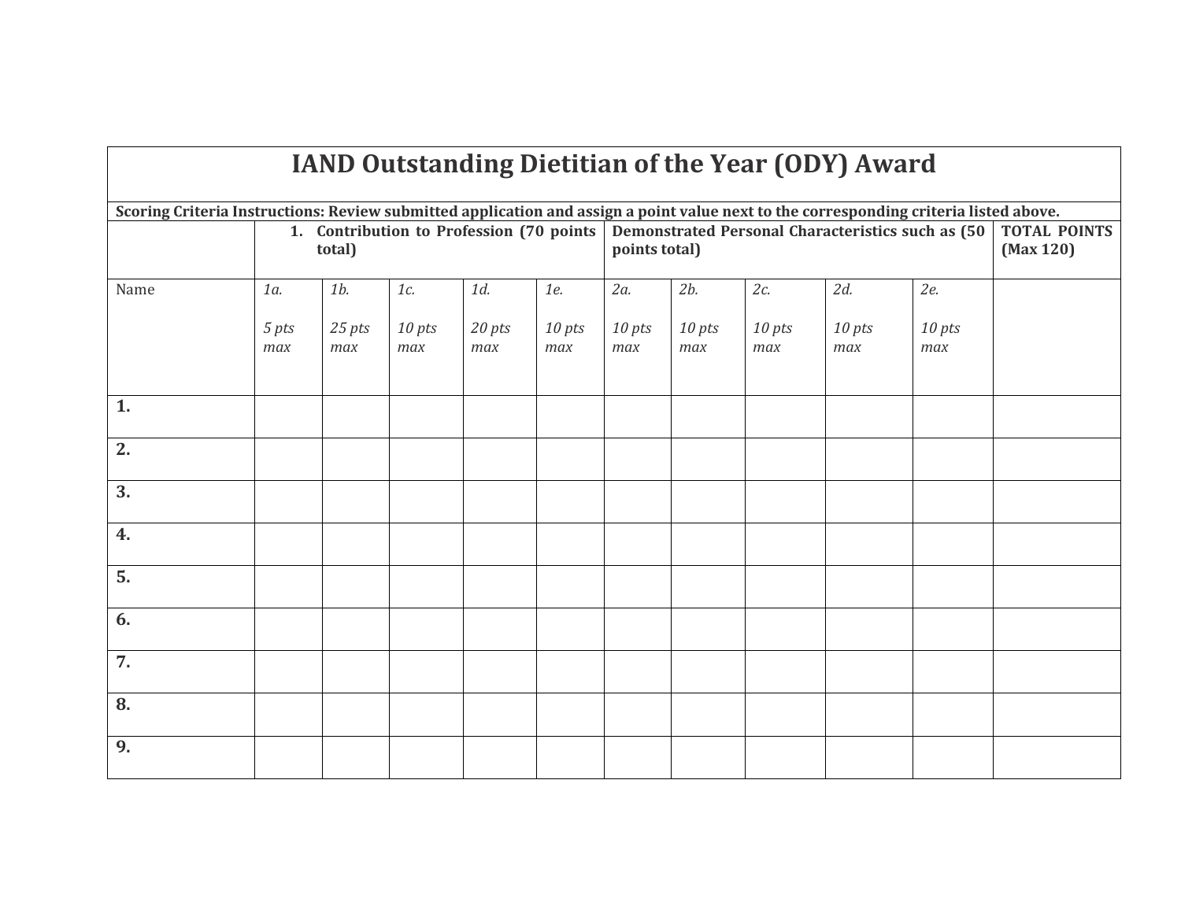# IAND Outstanding Dietitian of the Year (ODY) Award

**Scoring Criteria Instructions: Review submitted application and assign a point value next to the corresponding criteria listed above.**

| | **1. Contribution to Profession (70 points total)** | | | | | **Demonstrated Personal Characteristics such as (50 points total)** | | | | | **TOTAL POINTS (Max 120)** |
|---|---|---|---|---|---|---|---|---|---|---|---|
| Name | *1a.* *5 pts max* | *1b.* *25 pts max* | *1c.* *10 pts max* | *1d.* *20 pts max* | *1e.* *10 pts max* | *2a.* *10 pts max* | *2b.* *10 pts max* | *2c.* *10 pts max* | *2d.* *10 pts max* | *2e.* *10 pts max* | |
| **1.** | | | | | | | | | | | |
| **2.** | | | | | | | | | | | |
| **3.** | | | | | | | | | | | |
| **4.** | | | | | | | | | | | |
| **5.** | | | | | | | | | | | |
| **6.** | | | | | | | | | | | |
| **7.** | | | | | | | | | | | |
| **8.** | | | | | | | | | | | |
| **9.** | | | | | | | | | | | |